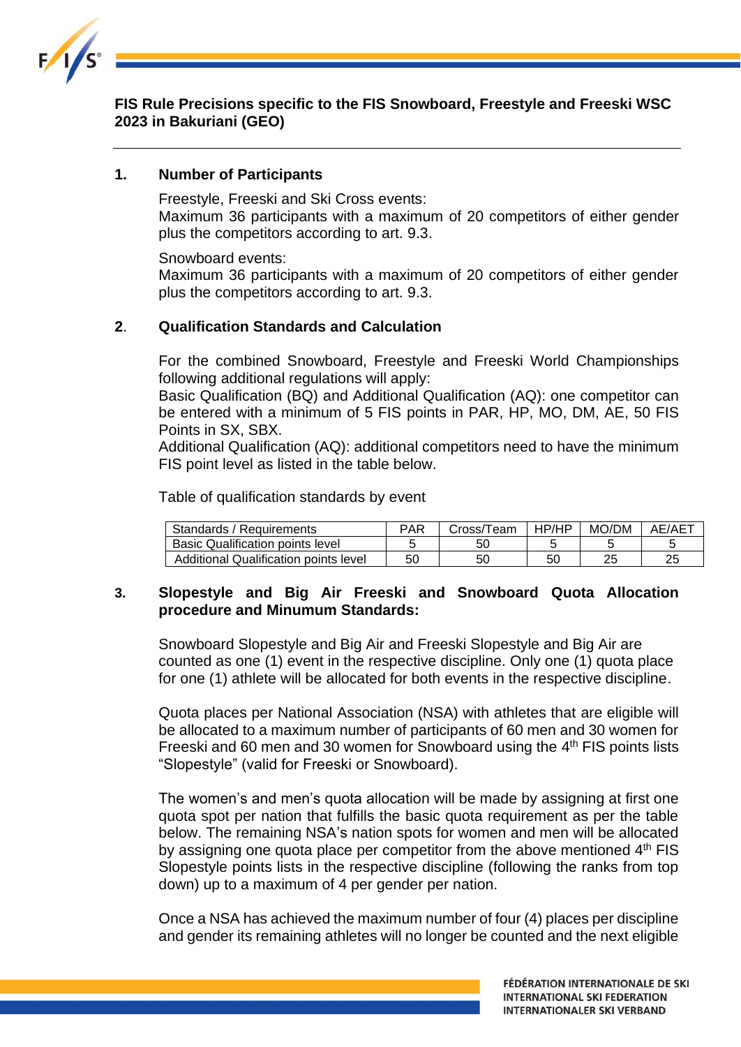**FIS Rule Precisions specific to the FIS Snowboard, Freestyle and Freeski WSC 2023 in Bakuriani (GEO)**

## 1. Number of Participants

Freestyle, Freeski and Ski Cross events:
Maximum 36 participants with a maximum of 20 competitors of either gender plus the competitors according to art. 9.3.

Snowboard events:
Maximum 36 participants with a maximum of 20 competitors of either gender plus the competitors according to art. 9.3.

## 2. Qualification Standards and Calculation

For the combined Snowboard, Freestyle and Freeski World Championships following additional regulations will apply:
Basic Qualification (BQ) and Additional Qualification (AQ): one competitor can be entered with a minimum of 5 FIS points in PAR, HP, MO, DM, AE, 50 FIS Points in SX, SBX.
Additional Qualification (AQ): additional competitors need to have the minimum FIS point level as listed in the table below.

Table of qualification standards by event

| Standards / Requirements | PAR | Cross/Team | HP/HP | MO/DM | AE/AET |
|---|---|---|---|---|---|
| Basic Qualification points level | 5 | 50 | 5 | 5 | 5 |
| Additional Qualification points level | 50 | 50 | 50 | 25 | 25 |

## 3. Slopestyle and Big Air Freeski and Snowboard Quota Allocation procedure and Minumum Standards:

Snowboard Slopestyle and Big Air and Freeski Slopestyle and Big Air are counted as one (1) event in the respective discipline. Only one (1) quota place for one (1) athlete will be allocated for both events in the respective discipline.

Quota places per National Association (NSA) with athletes that are eligible will be allocated to a maximum number of participants of 60 men and 30 women for Freeski and 60 men and 30 women for Snowboard using the 4th FIS points lists "Slopestyle" (valid for Freeski or Snowboard).

The women's and men's quota allocation will be made by assigning at first one quota spot per nation that fulfills the basic quota requirement as per the table below. The remaining NSA's nation spots for women and men will be allocated by assigning one quota place per competitor from the above mentioned 4th FIS Slopestyle points lists in the respective discipline (following the ranks from top down) up to a maximum of 4 per gender per nation.

Once a NSA has achieved the maximum number of four (4) places per discipline and gender its remaining athletes will no longer be counted and the next eligible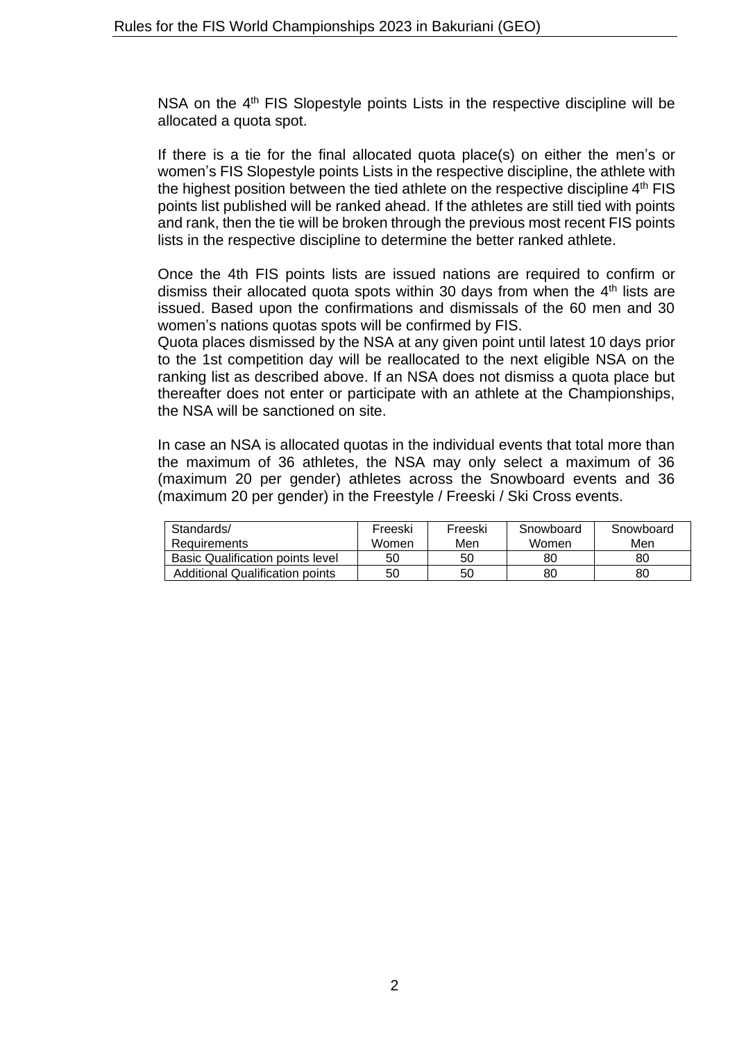NSA on the 4th FIS Slopestyle points Lists in the respective discipline will be allocated a quota spot.

If there is a tie for the final allocated quota place(s) on either the men's or women's FIS Slopestyle points Lists in the respective discipline, the athlete with the highest position between the tied athlete on the respective discipline 4th FIS points list published will be ranked ahead. If the athletes are still tied with points and rank, then the tie will be broken through the previous most recent FIS points lists in the respective discipline to determine the better ranked athlete.

Once the 4th FIS points lists are issued nations are required to confirm or dismiss their allocated quota spots within 30 days from when the 4th lists are issued. Based upon the confirmations and dismissals of the 60 men and 30 women's nations quotas spots will be confirmed by FIS.
Quota places dismissed by the NSA at any given point until latest 10 days prior to the 1st competition day will be reallocated to the next eligible NSA on the ranking list as described above. If an NSA does not dismiss a quota place but thereafter does not enter or participate with an athlete at the Championships, the NSA will be sanctioned on site.

In case an NSA is allocated quotas in the individual events that total more than the maximum of 36 athletes, the NSA may only select a maximum of 36 (maximum 20 per gender) athletes across the Snowboard events and 36 (maximum 20 per gender) in the Freestyle / Freeski / Ski Cross events.

| Standards/ Requirements | Freeski Women | Freeski Men | Snowboard Women | Snowboard Men |
|---|---|---|---|---|
| Basic Qualification points level | 50 | 50 | 80 | 80 |
| Additional Qualification points | 50 | 50 | 80 | 80 |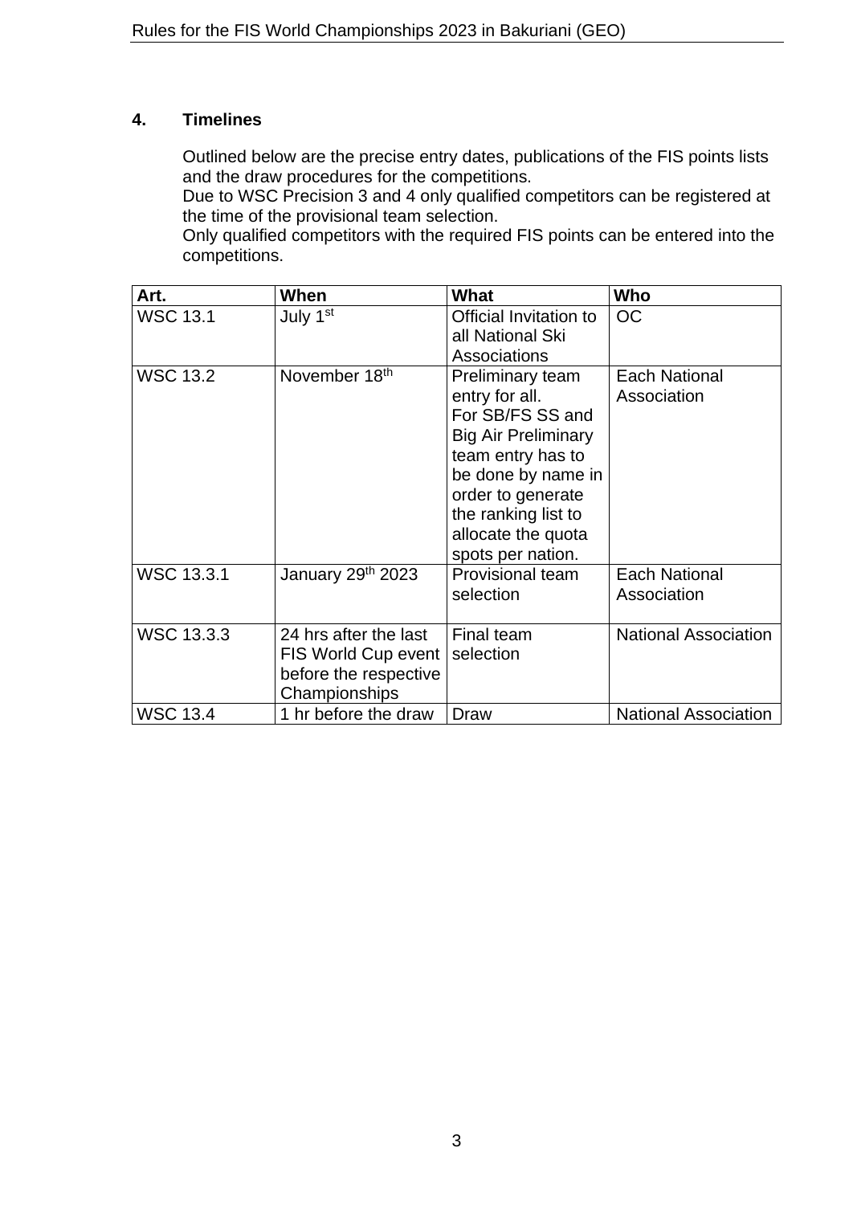## 4. Timelines

Outlined below are the precise entry dates, publications of the FIS points lists and the draw procedures for the competitions.
Due to WSC Precision 3 and 4 only qualified competitors can be registered at the time of the provisional team selection.
Only qualified competitors with the required FIS points can be entered into the competitions.

| Art. | When | What | Who |
|---|---|---|---|
| WSC 13.1 | July 1st | Official Invitation to all National Ski Associations | OC |
| WSC 13.2 | November 18th | Preliminary team entry for all. For SB/FS SS and Big Air Preliminary team entry has to be done by name in order to generate the ranking list to allocate the quota spots per nation. | Each National Association |
| WSC 13.3.1 | January 29th 2023 | Provisional team selection | Each National Association |
| WSC 13.3.3 | 24 hrs after the last FIS World Cup event before the respective Championships | Final team selection | National Association |
| WSC 13.4 | 1 hr before the draw | Draw | National Association |